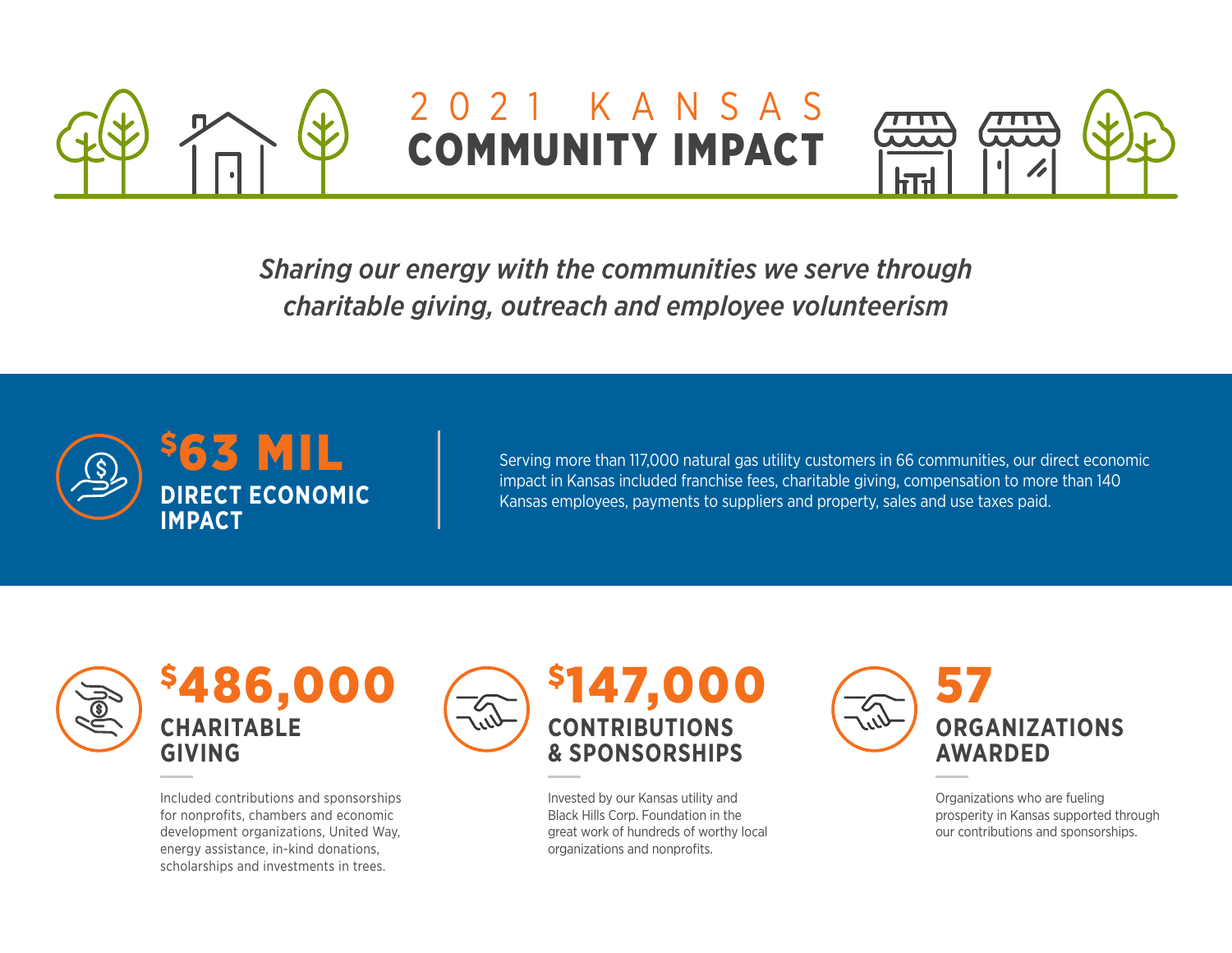# 2021 KANSAS COMMUNITY IMPACT

*Sharing our energy with the communities we serve through charitable giving, outreach and employee volunteerism*

## $63 MIL
**DIRECT ECONOMIC IMPACT**

Serving more than 117,000 natural gas utility customers in 66 communities, our direct economic impact in Kansas included franchise fees, charitable giving, compensation to more than 140 Kansas employees, payments to suppliers and property, sales and use taxes paid.

## $486,000
**CHARITABLE GIVING**

Included contributions and sponsorships for nonprofits, chambers and economic development organizations, United Way, energy assistance, in-kind donations, scholarships and investments in trees.

## $147,000
**CONTRIBUTIONS & SPONSORSHIPS**

Invested by our Kansas utility and Black Hills Corp. Foundation in the great work of hundreds of worthy local organizations and nonprofits.

## 57
**ORGANIZATIONS AWARDED**

Organizations who are fueling prosperity in Kansas supported through our contributions and sponsorships.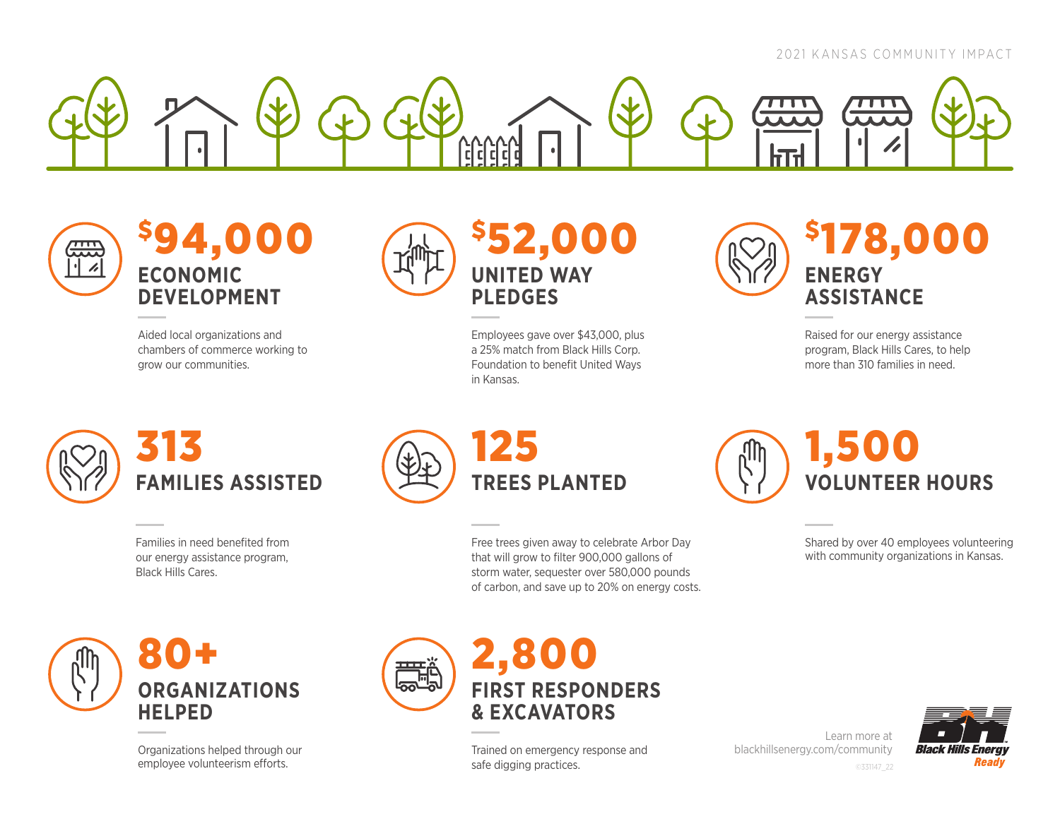2021 KANSAS COMMUNITY IMPACT

## $94,000
### ECONOMIC DEVELOPMENT

Aided local organizations and chambers of commerce working to grow our communities.

## $52,000
### UNITED WAY PLEDGES

Employees gave over $43,000, plus a 25% match from Black Hills Corp. Foundation to benefit United Ways in Kansas.

## $178,000
### ENERGY ASSISTANCE

Raised for our energy assistance program, Black Hills Cares, to help more than 310 families in need.

## 313
### FAMILIES ASSISTED

Families in need benefited from our energy assistance program, Black Hills Cares.

## 125
### TREES PLANTED

Free trees given away to celebrate Arbor Day that will grow to filter 900,000 gallons of storm water, sequester over 580,000 pounds of carbon, and save up to 20% on energy costs.

## 1,500
### VOLUNTEER HOURS

Shared by over 40 employees volunteering with community organizations in Kansas.

## 80+
### ORGANIZATIONS HELPED

Organizations helped through our employee volunteerism efforts.

## 2,800
### FIRST RESPONDERS & EXCAVATORS

Trained on emergency response and safe digging practices.

Learn more at blackhillsenergy.com/community

©331147_22

Black Hills Energy Ready